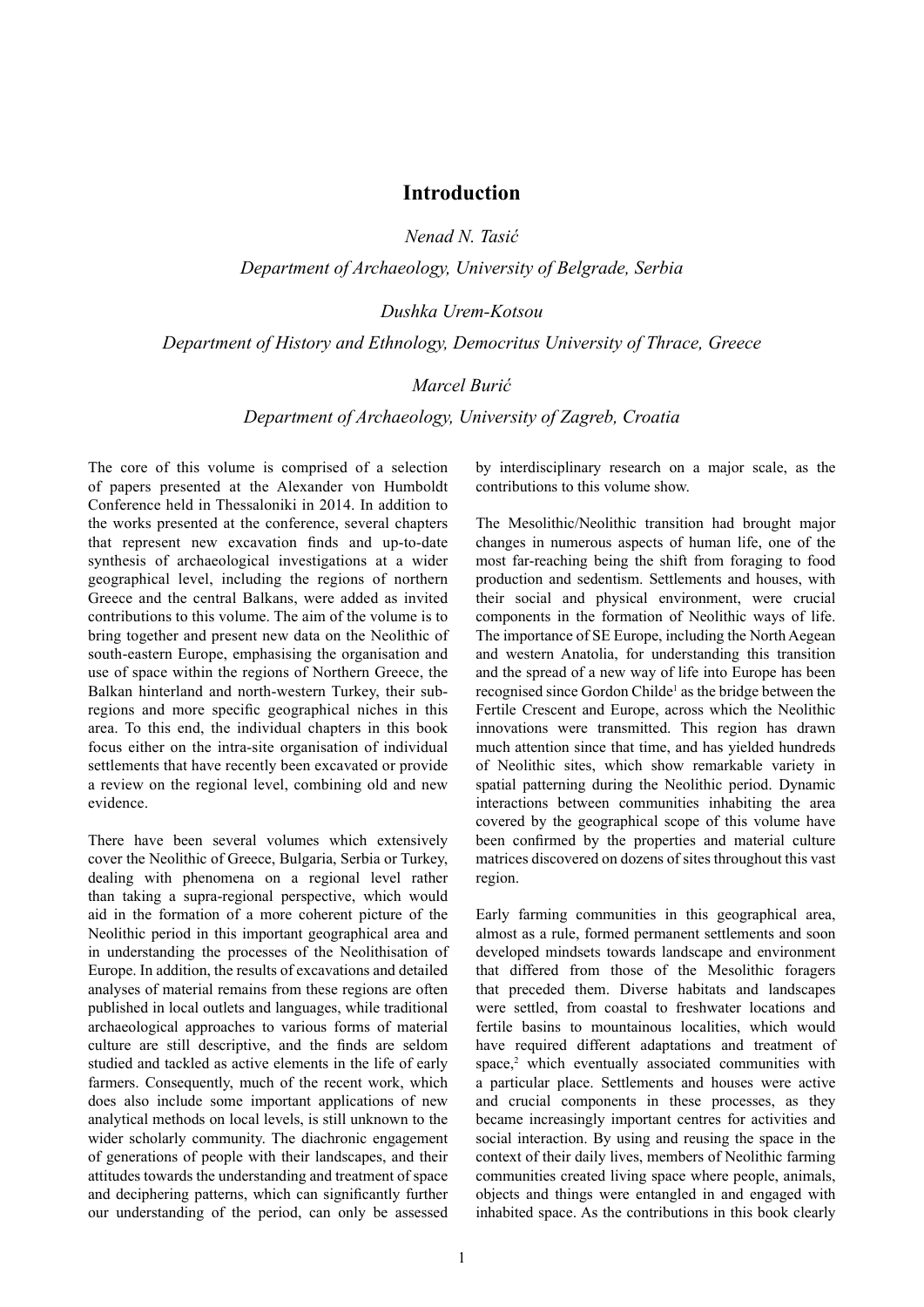# Introduction

*Nenad N. Tasić*

*Department of Archaeology, University of Belgrade, Serbia*

*Dushka Urem-Kotsou*

*Department of History and Ethnology, Democritus University of Thrace, Greece*

*Marcel Burić*

*Department of Archaeology, University of Zagreb, Croatia*

The core of this volume is comprised of a selection of papers presented at the Alexander von Humboldt Conference held in Thessaloniki in 2014. In addition to the works presented at the conference, several chapters that represent new excavation finds and up-to-date synthesis of archaeological investigations at a wider geographical level, including the regions of northern Greece and the central Balkans, were added as invited contributions to this volume. The aim of the volume is to bring together and present new data on the Neolithic of south-eastern Europe, emphasising the organisation and use of space within the regions of Northern Greece, the Balkan hinterland and north-western Turkey, their sub-regions and more specific geographical niches in this area. To this end, the individual chapters in this book focus either on the intra-site organisation of individual settlements that have recently been excavated or provide a review on the regional level, combining old and new evidence.

There have been several volumes which extensively cover the Neolithic of Greece, Bulgaria, Serbia or Turkey, dealing with phenomena on a regional level rather than taking a supra-regional perspective, which would aid in the formation of a more coherent picture of the Neolithic period in this important geographical area and in understanding the processes of the Neolithisation of Europe. In addition, the results of excavations and detailed analyses of material remains from these regions are often published in local outlets and languages, while traditional archaeological approaches to various forms of material culture are still descriptive, and the finds are seldom studied and tackled as active elements in the life of early farmers. Consequently, much of the recent work, which does also include some important applications of new analytical methods on local levels, is still unknown to the wider scholarly community. The diachronic engagement of generations of people with their landscapes, and their attitudes towards the understanding and treatment of space and deciphering patterns, which can significantly further our understanding of the period, can only be assessed by interdisciplinary research on a major scale, as the contributions to this volume show.

The Mesolithic/Neolithic transition had brought major changes in numerous aspects of human life, one of the most far-reaching being the shift from foraging to food production and sedentism. Settlements and houses, with their social and physical environment, were crucial components in the formation of Neolithic ways of life. The importance of SE Europe, including the North Aegean and western Anatolia, for understanding this transition and the spread of a new way of life into Europe has been recognised since Gordon Childe[1] as the bridge between the Fertile Crescent and Europe, across which the Neolithic innovations were transmitted. This region has drawn much attention since that time, and has yielded hundreds of Neolithic sites, which show remarkable variety in spatial patterning during the Neolithic period. Dynamic interactions between communities inhabiting the area covered by the geographical scope of this volume have been confirmed by the properties and material culture matrices discovered on dozens of sites throughout this vast region.

Early farming communities in this geographical area, almost as a rule, formed permanent settlements and soon developed mindsets towards landscape and environment that differed from those of the Mesolithic foragers that preceded them. Diverse habitats and landscapes were settled, from coastal to freshwater locations and fertile basins to mountainous localities, which would have required different adaptations and treatment of space,[2] which eventually associated communities with a particular place. Settlements and houses were active and crucial components in these processes, as they became increasingly important centres for activities and social interaction. By using and reusing the space in the context of their daily lives, members of Neolithic farming communities created living space where people, animals, objects and things were entangled in and engaged with inhabited space. As the contributions in this book clearly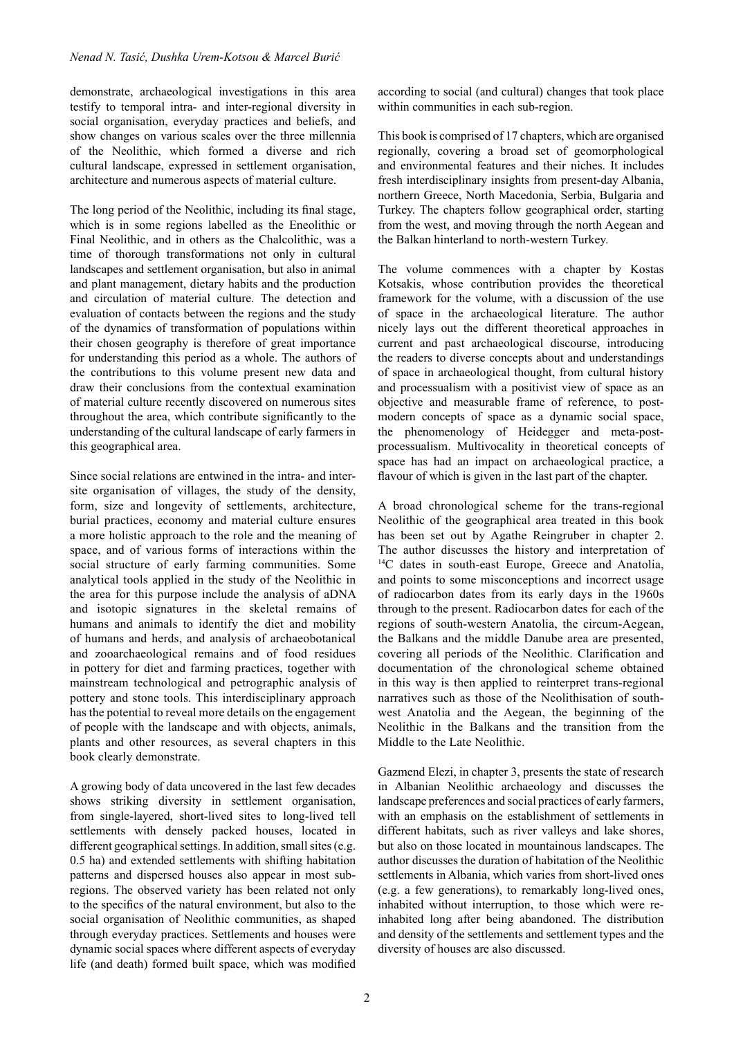demonstrate, archaeological investigations in this area testify to temporal intra- and inter-regional diversity in social organisation, everyday practices and beliefs, and show changes on various scales over the three millennia of the Neolithic, which formed a diverse and rich cultural landscape, expressed in settlement organisation, architecture and numerous aspects of material culture.

The long period of the Neolithic, including its final stage, which is in some regions labelled as the Eneolithic or Final Neolithic, and in others as the Chalcolithic, was a time of thorough transformations not only in cultural landscapes and settlement organisation, but also in animal and plant management, dietary habits and the production and circulation of material culture. The detection and evaluation of contacts between the regions and the study of the dynamics of transformation of populations within their chosen geography is therefore of great importance for understanding this period as a whole. The authors of the contributions to this volume present new data and draw their conclusions from the contextual examination of material culture recently discovered on numerous sites throughout the area, which contribute significantly to the understanding of the cultural landscape of early farmers in this geographical area.

Since social relations are entwined in the intra- and inter-site organisation of villages, the study of the density, form, size and longevity of settlements, architecture, burial practices, economy and material culture ensures a more holistic approach to the role and the meaning of space, and of various forms of interactions within the social structure of early farming communities. Some analytical tools applied in the study of the Neolithic in the area for this purpose include the analysis of aDNA and isotopic signatures in the skeletal remains of humans and animals to identify the diet and mobility of humans and herds, and analysis of archaeobotanical and zooarchaeological remains and of food residues in pottery for diet and farming practices, together with mainstream technological and petrographic analysis of pottery and stone tools. This interdisciplinary approach has the potential to reveal more details on the engagement of people with the landscape and with objects, animals, plants and other resources, as several chapters in this book clearly demonstrate.

A growing body of data uncovered in the last few decades shows striking diversity in settlement organisation, from single-layered, short-lived sites to long-lived tell settlements with densely packed houses, located in different geographical settings. In addition, small sites (e.g. 0.5 ha) and extended settlements with shifting habitation patterns and dispersed houses also appear in most sub-regions. The observed variety has been related not only to the specifics of the natural environment, but also to the social organisation of Neolithic communities, as shaped through everyday practices. Settlements and houses were dynamic social spaces where different aspects of everyday life (and death) formed built space, which was modified according to social (and cultural) changes that took place within communities in each sub-region.

This book is comprised of 17 chapters, which are organised regionally, covering a broad set of geomorphological and environmental features and their niches. It includes fresh interdisciplinary insights from present-day Albania, northern Greece, North Macedonia, Serbia, Bulgaria and Turkey. The chapters follow geographical order, starting from the west, and moving through the north Aegean and the Balkan hinterland to north-western Turkey.

The volume commences with a chapter by Kostas Kotsakis, whose contribution provides the theoretical framework for the volume, with a discussion of the use of space in the archaeological literature. The author nicely lays out the different theoretical approaches in current and past archaeological discourse, introducing the readers to diverse concepts about and understandings of space in archaeological thought, from cultural history and processualism with a positivist view of space as an objective and measurable frame of reference, to post-modern concepts of space as a dynamic social space, the phenomenology of Heidegger and meta-post-processualism. Multivocality in theoretical concepts of space has had an impact on archaeological practice, a flavour of which is given in the last part of the chapter.

A broad chronological scheme for the trans-regional Neolithic of the geographical area treated in this book has been set out by Agathe Reingruber in chapter 2. The author discusses the history and interpretation of $^{14}$C dates in south-east Europe, Greece and Anatolia, and points to some misconceptions and incorrect usage of radiocarbon dates from its early days in the 1960s through to the present. Radiocarbon dates for each of the regions of south-western Anatolia, the circum-Aegean, the Balkans and the middle Danube area are presented, covering all periods of the Neolithic. Clarification and documentation of the chronological scheme obtained in this way is then applied to reinterpret trans-regional narratives such as those of the Neolithisation of south-west Anatolia and the Aegean, the beginning of the Neolithic in the Balkans and the transition from the Middle to the Late Neolithic.

Gazmend Elezi, in chapter 3, presents the state of research in Albanian Neolithic archaeology and discusses the landscape preferences and social practices of early farmers, with an emphasis on the establishment of settlements in different habitats, such as river valleys and lake shores, but also on those located in mountainous landscapes. The author discusses the duration of habitation of the Neolithic settlements in Albania, which varies from short-lived ones (e.g. a few generations), to remarkably long-lived ones, inhabited without interruption, to those which were re-inhabited long after being abandoned. The distribution and density of the settlements and settlement types and the diversity of houses are also discussed.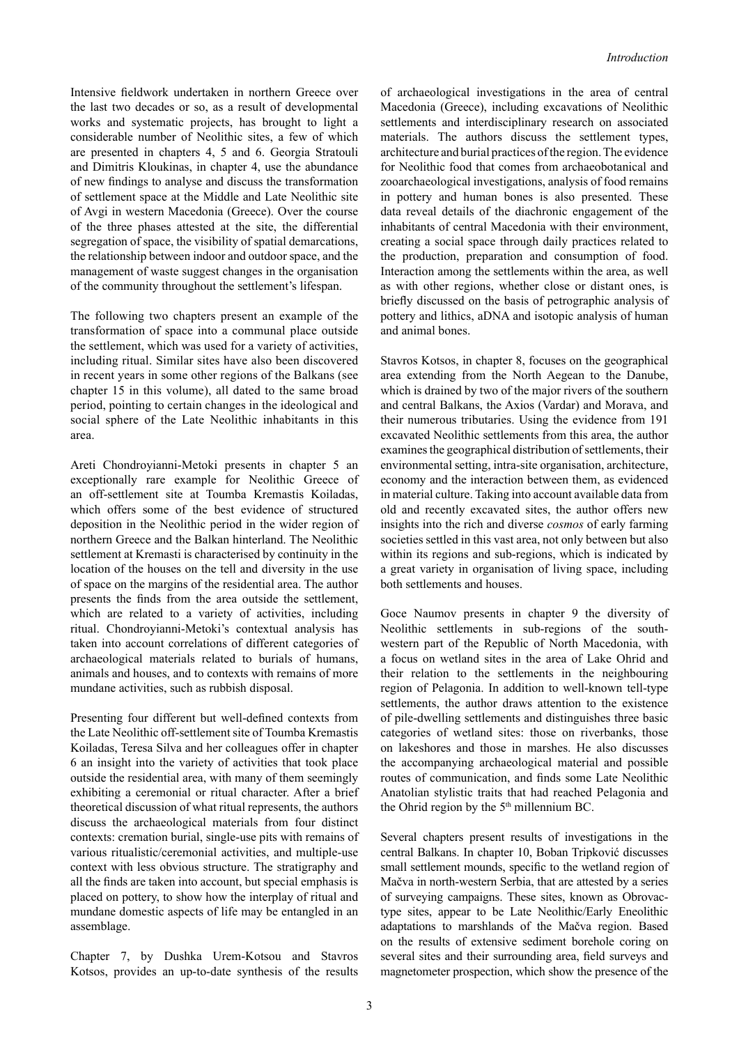Intensive fieldwork undertaken in northern Greece over the last two decades or so, as a result of developmental works and systematic projects, has brought to light a considerable number of Neolithic sites, a few of which are presented in chapters 4, 5 and 6. Georgia Stratouli and Dimitris Kloukinas, in chapter 4, use the abundance of new findings to analyse and discuss the transformation of settlement space at the Middle and Late Neolithic site of Avgi in western Macedonia (Greece). Over the course of the three phases attested at the site, the differential segregation of space, the visibility of spatial demarcations, the relationship between indoor and outdoor space, and the management of waste suggest changes in the organisation of the community throughout the settlement's lifespan.

The following two chapters present an example of the transformation of space into a communal place outside the settlement, which was used for a variety of activities, including ritual. Similar sites have also been discovered in recent years in some other regions of the Balkans (see chapter 15 in this volume), all dated to the same broad period, pointing to certain changes in the ideological and social sphere of the Late Neolithic inhabitants in this area.

Areti Chondroyianni-Metoki presents in chapter 5 an exceptionally rare example for Neolithic Greece of an off-settlement site at Toumba Kremastis Koiladas, which offers some of the best evidence of structured deposition in the Neolithic period in the wider region of northern Greece and the Balkan hinterland. The Neolithic settlement at Kremasti is characterised by continuity in the location of the houses on the tell and diversity in the use of space on the margins of the residential area. The author presents the finds from the area outside the settlement, which are related to a variety of activities, including ritual. Chondroyianni-Metoki's contextual analysis has taken into account correlations of different categories of archaeological materials related to burials of humans, animals and houses, and to contexts with remains of more mundane activities, such as rubbish disposal.

Presenting four different but well-defined contexts from the Late Neolithic off-settlement site of Toumba Kremastis Koiladas, Teresa Silva and her colleagues offer in chapter 6 an insight into the variety of activities that took place outside the residential area, with many of them seemingly exhibiting a ceremonial or ritual character. After a brief theoretical discussion of what ritual represents, the authors discuss the archaeological materials from four distinct contexts: cremation burial, single-use pits with remains of various ritualistic/ceremonial activities, and multiple-use context with less obvious structure. The stratigraphy and all the finds are taken into account, but special emphasis is placed on pottery, to show how the interplay of ritual and mundane domestic aspects of life may be entangled in an assemblage.

Chapter 7, by Dushka Urem-Kotsou and Stavros Kotsos, provides an up-to-date synthesis of the results of archaeological investigations in the area of central Macedonia (Greece), including excavations of Neolithic settlements and interdisciplinary research on associated materials. The authors discuss the settlement types, architecture and burial practices of the region. The evidence for Neolithic food that comes from archaeobotanical and zooarchaeological investigations, analysis of food remains in pottery and human bones is also presented. These data reveal details of the diachronic engagement of the inhabitants of central Macedonia with their environment, creating a social space through daily practices related to the production, preparation and consumption of food. Interaction among the settlements within the area, as well as with other regions, whether close or distant ones, is briefly discussed on the basis of petrographic analysis of pottery and lithics, aDNA and isotopic analysis of human and animal bones.

Stavros Kotsos, in chapter 8, focuses on the geographical area extending from the North Aegean to the Danube, which is drained by two of the major rivers of the southern and central Balkans, the Axios (Vardar) and Morava, and their numerous tributaries. Using the evidence from 191 excavated Neolithic settlements from this area, the author examines the geographical distribution of settlements, their environmental setting, intra-site organisation, architecture, economy and the interaction between them, as evidenced in material culture. Taking into account available data from old and recently excavated sites, the author offers new insights into the rich and diverse *cosmos* of early farming societies settled in this vast area, not only between but also within its regions and sub-regions, which is indicated by a great variety in organisation of living space, including both settlements and houses.

Goce Naumov presents in chapter 9 the diversity of Neolithic settlements in sub-regions of the south-western part of the Republic of North Macedonia, with a focus on wetland sites in the area of Lake Ohrid and their relation to the settlements in the neighbouring region of Pelagonia. In addition to well-known tell-type settlements, the author draws attention to the existence of pile-dwelling settlements and distinguishes three basic categories of wetland sites: those on riverbanks, those on lakeshores and those in marshes. He also discusses the accompanying archaeological material and possible routes of communication, and finds some Late Neolithic Anatolian stylistic traits that had reached Pelagonia and the Ohrid region by the 5th millennium BC.

Several chapters present results of investigations in the central Balkans. In chapter 10, Boban Tripković discusses small settlement mounds, specific to the wetland region of Mačva in north-western Serbia, that are attested by a series of surveying campaigns. These sites, known as Obrovac-type sites, appear to be Late Neolithic/Early Eneolithic adaptations to marshlands of the Mačva region. Based on the results of extensive sediment borehole coring on several sites and their surrounding area, field surveys and magnetometer prospection, which show the presence of the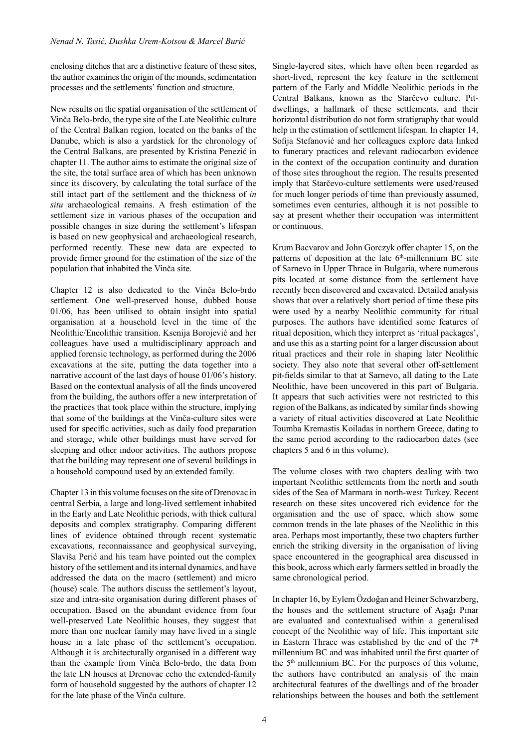enclosing ditches that are a distinctive feature of these sites, the author examines the origin of the mounds, sedimentation processes and the settlements' function and structure.

New results on the spatial organisation of the settlement of Vinča Belo-brdo, the type site of the Late Neolithic culture of the Central Balkan region, located on the banks of the Danube, which is also a yardstick for the chronology of the Central Balkans, are presented by Kristina Penezić in chapter 11. The author aims to estimate the original size of the site, the total surface area of which has been unknown since its discovery, by calculating the total surface of the still intact part of the settlement and the thickness of *in situ* archaeological remains. A fresh estimation of the settlement size in various phases of the occupation and possible changes in size during the settlement's lifespan is based on new geophysical and archaeological research, performed recently. These new data are expected to provide firmer ground for the estimation of the size of the population that inhabited the Vinča site.

Chapter 12 is also dedicated to the Vinča Belo-brdo settlement. One well-preserved house, dubbed house 01/06, has been utilised to obtain insight into spatial organisation at a household level in the time of the Neolithic/Eneolithic transition. Ksenija Borojević and her colleagues have used a multidisciplinary approach and applied forensic technology, as performed during the 2006 excavations at the site, putting the data together into a narrative account of the last days of house 01/06's history. Based on the contextual analysis of all the finds uncovered from the building, the authors offer a new interpretation of the practices that took place within the structure, implying that some of the buildings at the Vinča-culture sites were used for specific activities, such as daily food preparation and storage, while other buildings must have served for sleeping and other indoor activities. The authors propose that the building may represent one of several buildings in a household compound used by an extended family.

Chapter 13 in this volume focuses on the site of Drenovac in central Serbia, a large and long-lived settlement inhabited in the Early and Late Neolithic periods, with thick cultural deposits and complex stratigraphy. Comparing different lines of evidence obtained through recent systematic excavations, reconnaissance and geophysical surveying, Slaviša Perić and his team have pointed out the complex history of the settlement and its internal dynamics, and have addressed the data on the macro (settlement) and micro (house) scale. The authors discuss the settlement's layout, size and intra-site organisation during different phases of occupation. Based on the abundant evidence from four well-preserved Late Neolithic houses, they suggest that more than one nuclear family may have lived in a single house in a late phase of the settlement's occupation. Although it is architecturally organised in a different way than the example from Vinča Belo-brdo, the data from the late LN houses at Drenovac echo the extended-family form of household suggested by the authors of chapter 12 for the late phase of the Vinča culture.

Single-layered sites, which have often been regarded as short-lived, represent the key feature in the settlement pattern of the Early and Middle Neolithic periods in the Central Balkans, known as the Starčevo culture. Pit-dwellings, a hallmark of these settlements, and their horizontal distribution do not form stratigraphy that would help in the estimation of settlement lifespan. In chapter 14, Sofija Stefanović and her colleagues explore data linked to funerary practices and relevant radiocarbon evidence in the context of the occupation continuity and duration of those sites throughout the region. The results presented imply that Starčevo-culture settlements were used/reused for much longer periods of time than previously assumed, sometimes even centuries, although it is not possible to say at present whether their occupation was intermittent or continuous.

Krum Bacvarov and John Gorczyk offer chapter 15, on the patterns of deposition at the late 6th-millennium BC site of Sarnevo in Upper Thrace in Bulgaria, where numerous pits located at some distance from the settlement have recently been discovered and excavated. Detailed analysis shows that over a relatively short period of time these pits were used by a nearby Neolithic community for ritual purposes. The authors have identified some features of ritual deposition, which they interpret as 'ritual packages', and use this as a starting point for a larger discussion about ritual practices and their role in shaping later Neolithic society. They also note that several other off-settlement pit-fields similar to that at Sarnevo, all dating to the Late Neolithic, have been uncovered in this part of Bulgaria. It appears that such activities were not restricted to this region of the Balkans, as indicated by similar finds showing a variety of ritual activities discovered at Late Neolithic Toumba Kremastis Koiladas in northern Greece, dating to the same period according to the radiocarbon dates (see chapters 5 and 6 in this volume).

The volume closes with two chapters dealing with two important Neolithic settlements from the north and south sides of the Sea of Marmara in north-west Turkey. Recent research on these sites uncovered rich evidence for the organisation and the use of space, which show some common trends in the late phases of the Neolithic in this area. Perhaps most importantly, these two chapters further enrich the striking diversity in the organisation of living space encountered in the geographical area discussed in this book, across which early farmers settled in broadly the same chronological period.

In chapter 16, by Eylem Özdoğan and Heiner Schwarzberg, the houses and the settlement structure of Aşağı Pınar are evaluated and contextualised within a generalised concept of the Neolithic way of life. This important site in Eastern Thrace was established by the end of the 7th millennium BC and was inhabited until the first quarter of the 5th millennium BC. For the purposes of this volume, the authors have contributed an analysis of the main architectural features of the dwellings and of the broader relationships between the houses and both the settlement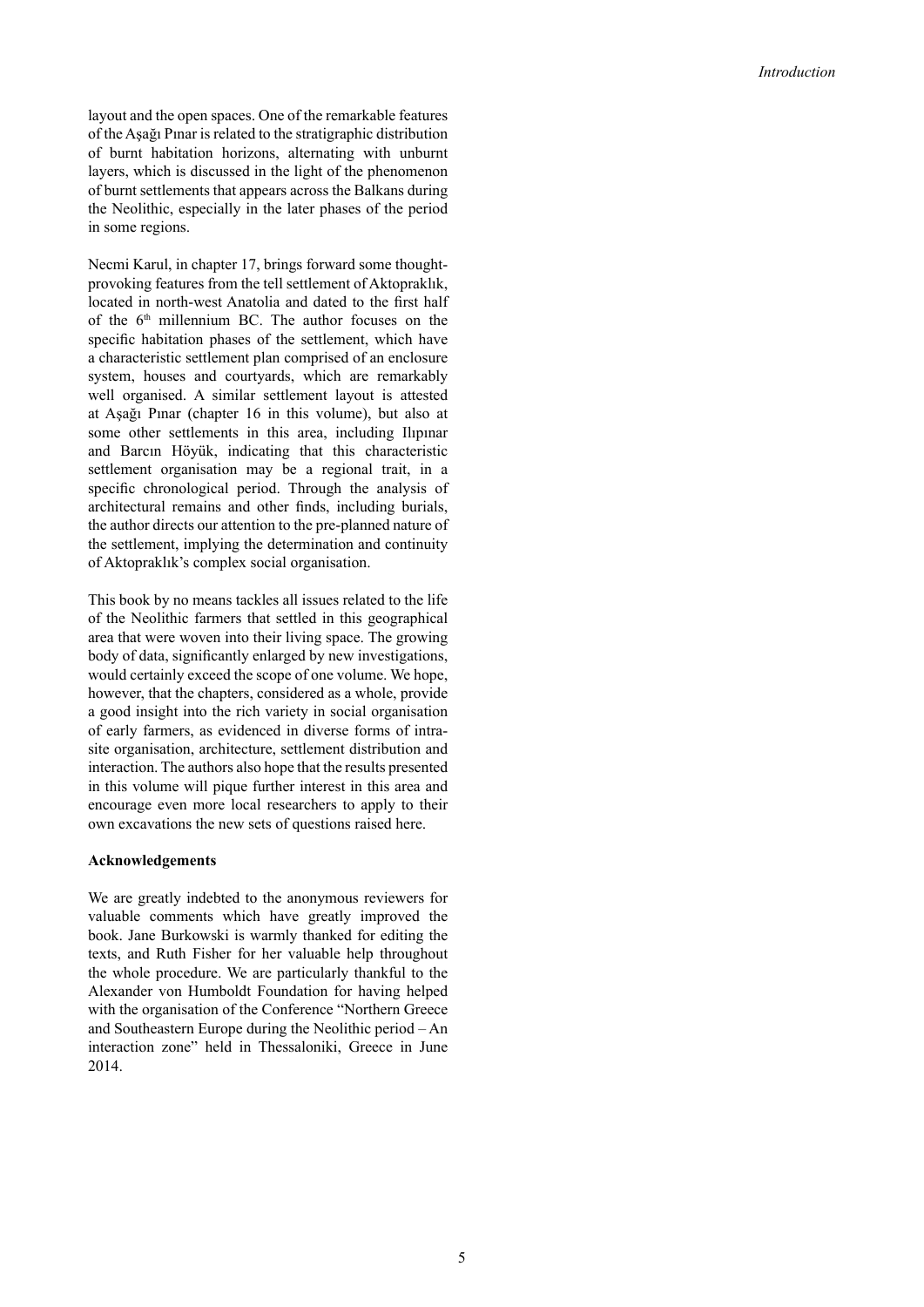layout and the open spaces. One of the remarkable features of the Aşağı Pınar is related to the stratigraphic distribution of burnt habitation horizons, alternating with unburnt layers, which is discussed in the light of the phenomenon of burnt settlements that appears across the Balkans during the Neolithic, especially in the later phases of the period in some regions.

Necmi Karul, in chapter 17, brings forward some thought-provoking features from the tell settlement of Aktopraklık, located in north-west Anatolia and dated to the first half of the 6th millennium BC. The author focuses on the specific habitation phases of the settlement, which have a characteristic settlement plan comprised of an enclosure system, houses and courtyards, which are remarkably well organised. A similar settlement layout is attested at Aşağı Pınar (chapter 16 in this volume), but also at some other settlements in this area, including Ilıpınar and Barcın Höyük, indicating that this characteristic settlement organisation may be a regional trait, in a specific chronological period. Through the analysis of architectural remains and other finds, including burials, the author directs our attention to the pre-planned nature of the settlement, implying the determination and continuity of Aktopraklık's complex social organisation.

This book by no means tackles all issues related to the life of the Neolithic farmers that settled in this geographical area that were woven into their living space. The growing body of data, significantly enlarged by new investigations, would certainly exceed the scope of one volume. We hope, however, that the chapters, considered as a whole, provide a good insight into the rich variety in social organisation of early farmers, as evidenced in diverse forms of intra-site organisation, architecture, settlement distribution and interaction. The authors also hope that the results presented in this volume will pique further interest in this area and encourage even more local researchers to apply to their own excavations the new sets of questions raised here.

**Acknowledgements**

We are greatly indebted to the anonymous reviewers for valuable comments which have greatly improved the book. Jane Burkowski is warmly thanked for editing the texts, and Ruth Fisher for her valuable help throughout the whole procedure. We are particularly thankful to the Alexander von Humboldt Foundation for having helped with the organisation of the Conference "Northern Greece and Southeastern Europe during the Neolithic period – An interaction zone" held in Thessaloniki, Greece in June 2014.